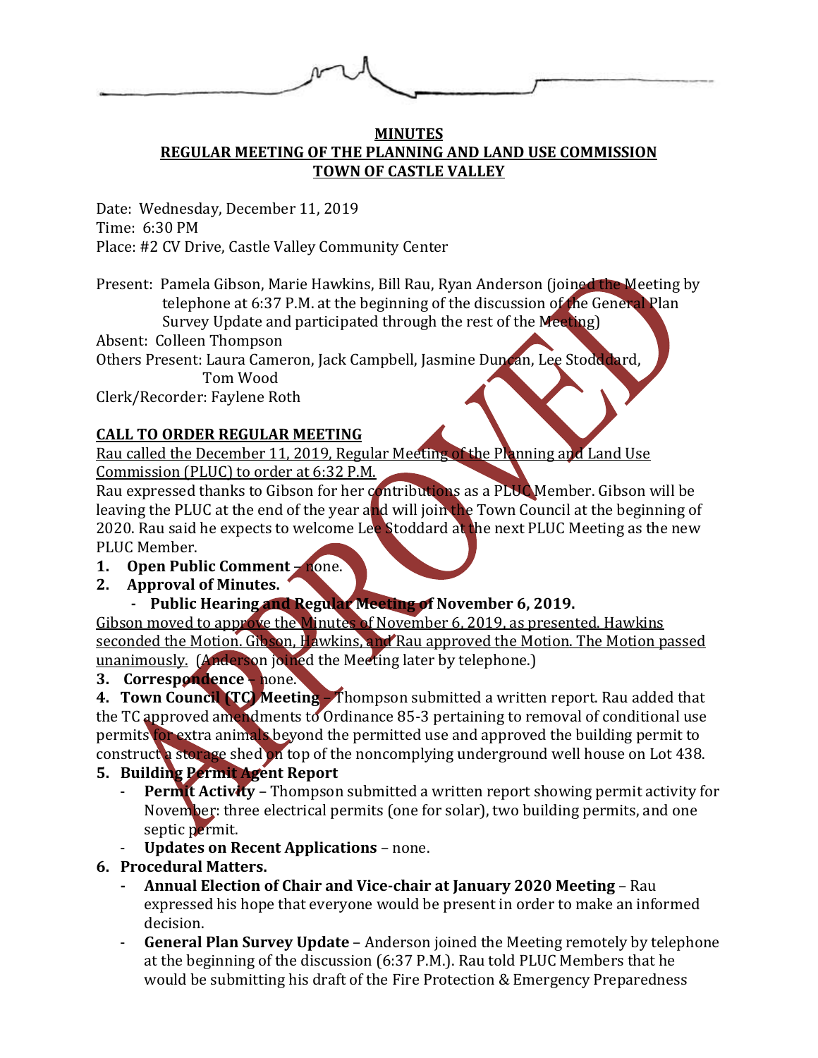**MINUTES**
**REGULAR MEETING OF THE PLANNING AND LAND USE COMMISSION**
**TOWN OF CASTLE VALLEY**

Date: Wednesday, December 11, 2019
Time: 6:30 PM
Place: #2 CV Drive, Castle Valley Community Center

Present: Pamela Gibson, Marie Hawkins, Bill Rau, Ryan Anderson (joined the Meeting by telephone at 6:37 P.M. at the beginning of the discussion of the General Plan Survey Update and participated through the rest of the Meeting)
Absent: Colleen Thompson
Others Present: Laura Cameron, Jack Campbell, Jasmine Duncan, Lee Stodddard, Tom Wood
Clerk/Recorder: Faylene Roth

**CALL TO ORDER REGULAR MEETING**

Rau called the December 11, 2019, Regular Meeting of the Planning and Land Use Commission (PLUC) to order at 6:32 P.M.

Rau expressed thanks to Gibson for her contributions as a PLUC Member. Gibson will be leaving the PLUC at the end of the year and will join the Town Council at the beginning of 2020. Rau said he expects to welcome Lee Stoddard at the next PLUC Meeting as the new PLUC Member.

1. **Open Public Comment** – none.
2. **Approval of Minutes.**
   - **Public Hearing and Regular Meeting of November 6, 2019.**

Gibson moved to approve the Minutes of November 6, 2019, as presented. Hawkins seconded the Motion. Gibson, Hawkins, and Rau approved the Motion. The Motion passed unanimously. (Anderson joined the Meeting later by telephone.)

3. **Correspondence** – none.
4. **Town Council (TC) Meeting** – Thompson submitted a written report. Rau added that the TC approved amendments to Ordinance 85-3 pertaining to removal of conditional use permits for extra animals beyond the permitted use and approved the building permit to construct a storage shed on top of the noncomplying underground well house on Lot 438.
5. **Building Permit Agent Report**
   - **Permit Activity** – Thompson submitted a written report showing permit activity for November: three electrical permits (one for solar), two building permits, and one septic permit.
   - **Updates on Recent Applications** – none.
6. **Procedural Matters.**
   - **Annual Election of Chair and Vice-chair at January 2020 Meeting** – Rau expressed his hope that everyone would be present in order to make an informed decision.
   - **General Plan Survey Update** – Anderson joined the Meeting remotely by telephone at the beginning of the discussion (6:37 P.M.). Rau told PLUC Members that he would be submitting his draft of the Fire Protection & Emergency Preparedness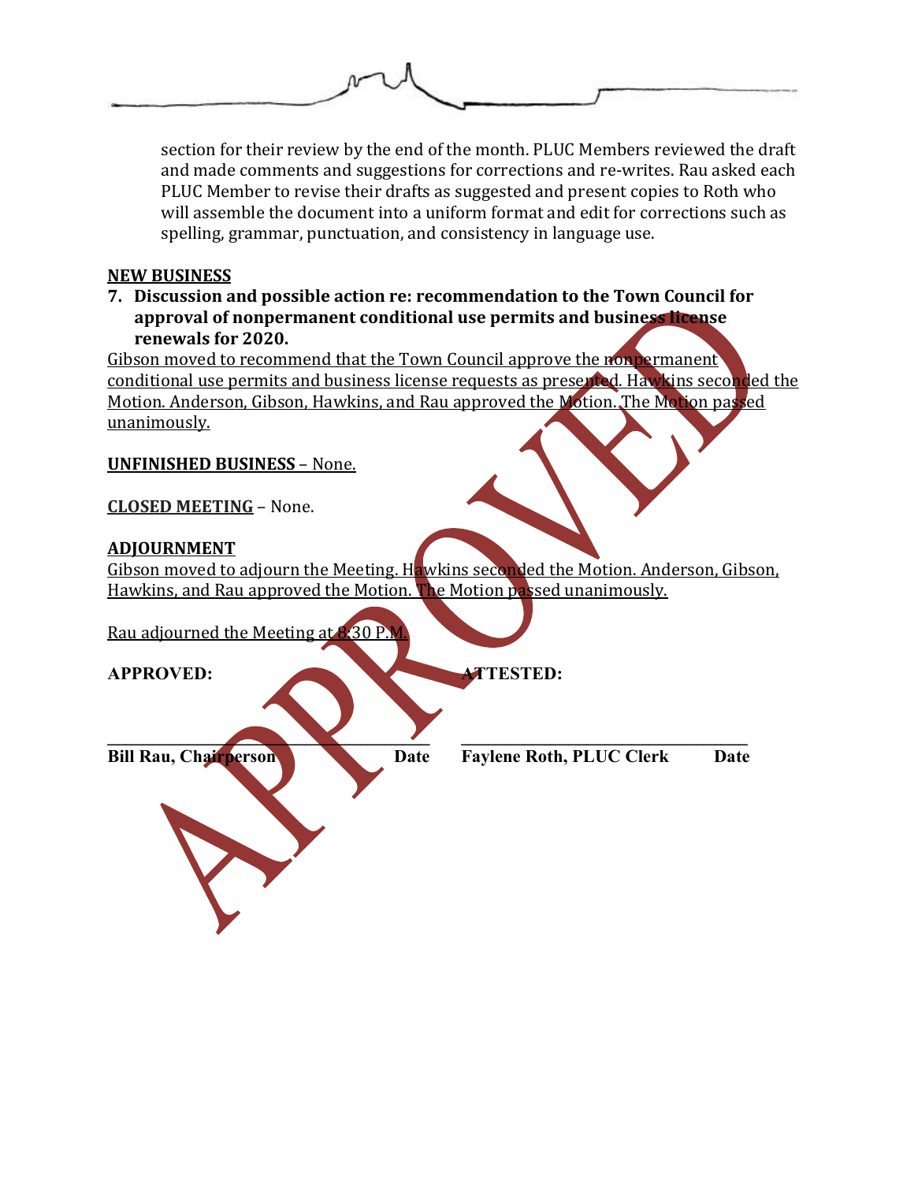section for their review by the end of the month. PLUC Members reviewed the draft and made comments and suggestions for corrections and re-writes. Rau asked each PLUC Member to revise their drafts as suggested and present copies to Roth who will assemble the document into a uniform format and edit for corrections such as spelling, grammar, punctuation, and consistency in language use.

**NEW BUSINESS**

7. **Discussion and possible action re: recommendation to the Town Council for approval of nonpermanent conditional use permits and business license renewals for 2020.**

Gibson moved to recommend that the Town Council approve the nonpermanent conditional use permits and business license requests as presented. Hawkins seconded the Motion. Anderson, Gibson, Hawkins, and Rau approved the Motion. The Motion passed unanimously.

**UNFINISHED BUSINESS** – None.

**CLOSED MEETING** – None.

**ADJOURNMENT**

Gibson moved to adjourn the Meeting. Hawkins seconded the Motion. Anderson, Gibson, Hawkins, and Rau approved the Motion. The Motion passed unanimously.

Rau adjourned the Meeting at 8:30 P.M.

**APPROVED:** **ATTESTED:**

**Bill Rau, Chairperson Date** **Faylene Roth, PLUC Clerk Date**

APPROVED